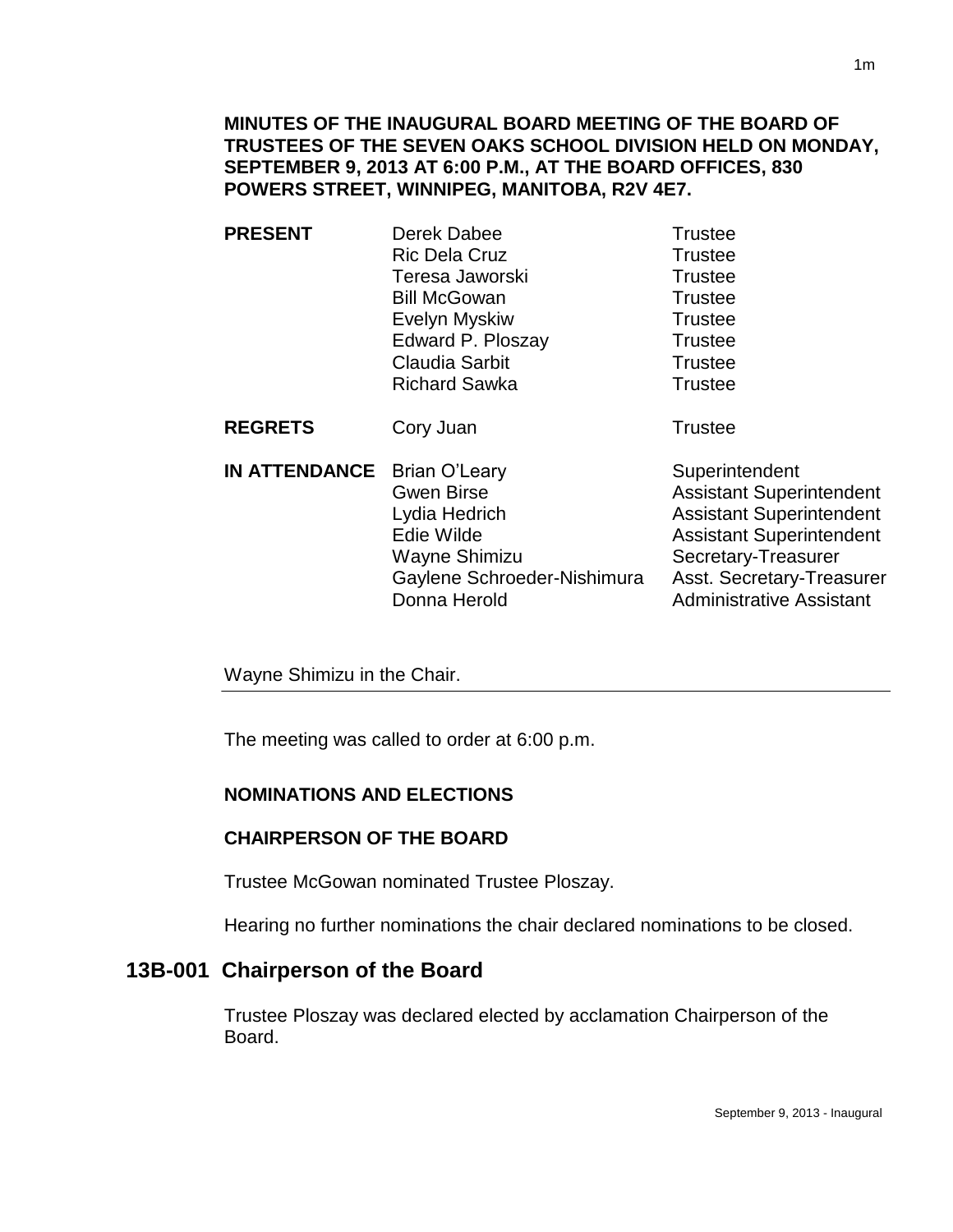**MINUTES OF THE INAUGURAL BOARD MEETING OF THE BOARD OF TRUSTEES OF THE SEVEN OAKS SCHOOL DIVISION HELD ON MONDAY, SEPTEMBER 9, 2013 AT 6:00 P.M., AT THE BOARD OFFICES, 830 POWERS STREET, WINNIPEG, MANITOBA, R2V 4E7.**

| | | |
|---|---|---|
| **PRESENT** | Derek Dabee | Trustee |
| | Ric Dela Cruz | Trustee |
| | Teresa Jaworski | Trustee |
| | Bill McGowan | Trustee |
| | Evelyn Myskiw | Trustee |
| | Edward P. Ploszay | Trustee |
| | Claudia Sarbit | Trustee |
| | Richard Sawka | Trustee |
| **REGRETS** | Cory Juan | Trustee |
| **IN ATTENDANCE** | Brian O'Leary | Superintendent |
| | Gwen Birse | Assistant Superintendent |
| | Lydia Hedrich | Assistant Superintendent |
| | Edie Wilde | Assistant Superintendent |
| | Wayne Shimizu | Secretary-Treasurer |
| | Gaylene Schroeder-Nishimura | Asst. Secretary-Treasurer |
| | Donna Herold | Administrative Assistant |

Wayne Shimizu in the Chair.

---

The meeting was called to order at 6:00 p.m.

**NOMINATIONS AND ELECTIONS**

**CHAIRPERSON OF THE BOARD**

Trustee McGowan nominated Trustee Ploszay.

Hearing no further nominations the chair declared nominations to be closed.

## 13B-001 Chairperson of the Board

Trustee Ploszay was declared elected by acclamation Chairperson of the Board.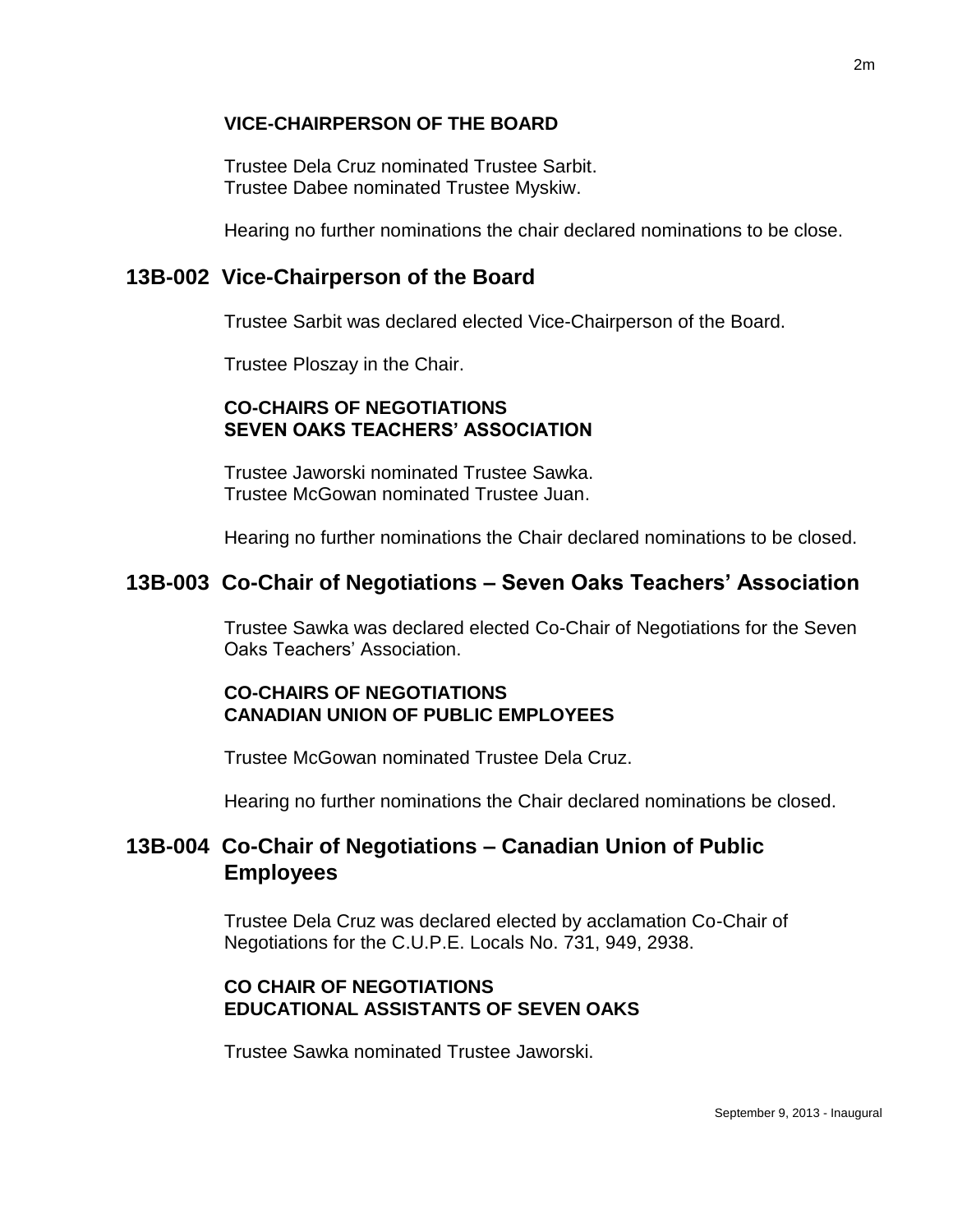**VICE-CHAIRPERSON OF THE BOARD**

Trustee Dela Cruz nominated Trustee Sarbit.
Trustee Dabee nominated Trustee Myskiw.

Hearing no further nominations the chair declared nominations to be close.

## 13B-002 Vice-Chairperson of the Board

Trustee Sarbit was declared elected Vice-Chairperson of the Board.

Trustee Ploszay in the Chair.

**CO-CHAIRS OF NEGOTIATIONS**
**SEVEN OAKS TEACHERS' ASSOCIATION**

Trustee Jaworski nominated Trustee Sawka.
Trustee McGowan nominated Trustee Juan.

Hearing no further nominations the Chair declared nominations to be closed.

## 13B-003 Co-Chair of Negotiations – Seven Oaks Teachers' Association

Trustee Sawka was declared elected Co-Chair of Negotiations for the Seven Oaks Teachers' Association.

**CO-CHAIRS OF NEGOTIATIONS**
**CANADIAN UNION OF PUBLIC EMPLOYEES**

Trustee McGowan nominated Trustee Dela Cruz.

Hearing no further nominations the Chair declared nominations be closed.

## 13B-004 Co-Chair of Negotiations – Canadian Union of Public Employees

Trustee Dela Cruz was declared elected by acclamation Co-Chair of Negotiations for the C.U.P.E. Locals No. 731, 949, 2938.

**CO CHAIR OF NEGOTIATIONS**
**EDUCATIONAL ASSISTANTS OF SEVEN OAKS**

Trustee Sawka nominated Trustee Jaworski.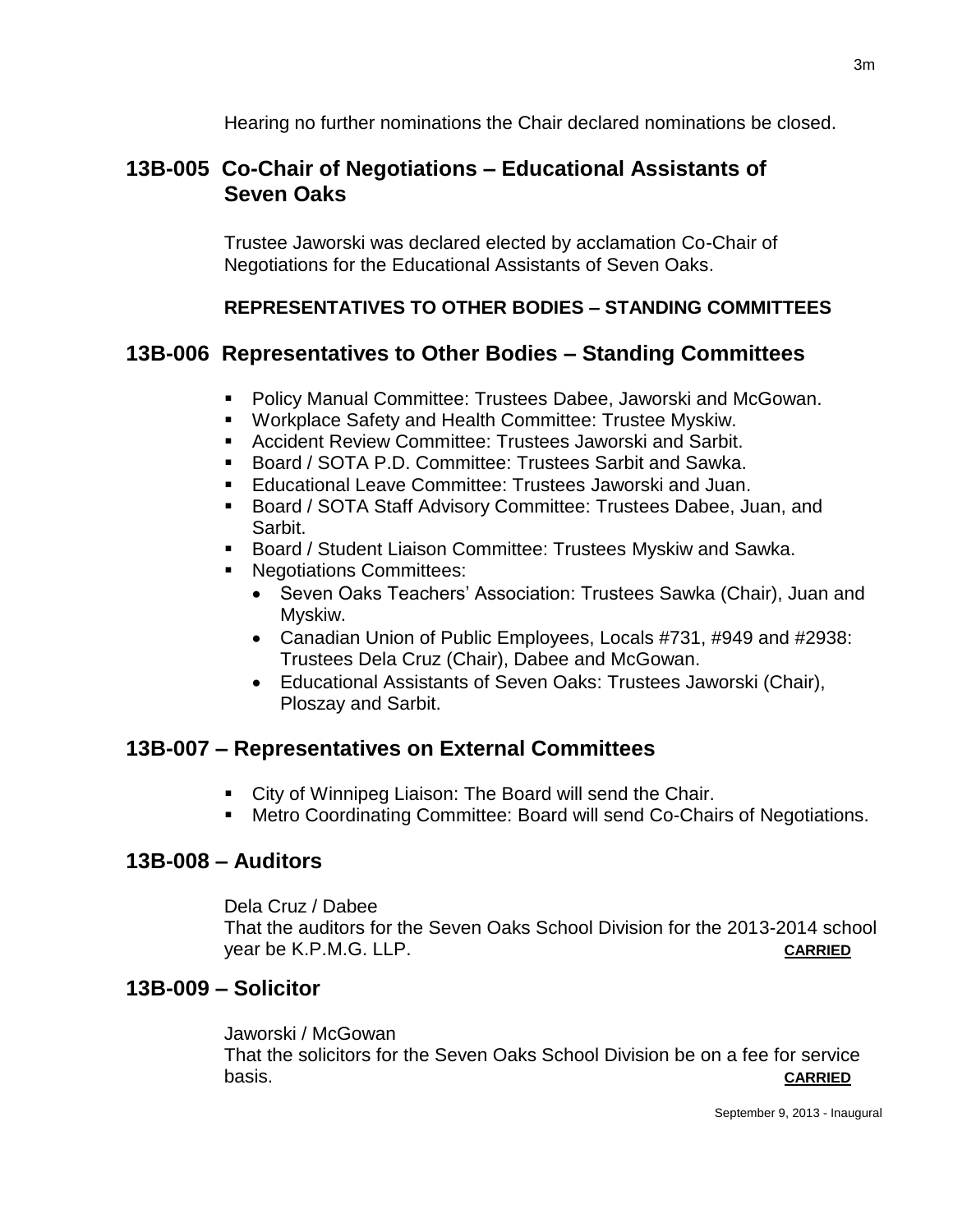Hearing no further nominations the Chair declared nominations be closed.

## 13B-005 Co-Chair of Negotiations – Educational Assistants of Seven Oaks

Trustee Jaworski was declared elected by acclamation Co-Chair of Negotiations for the Educational Assistants of Seven Oaks.

**REPRESENTATIVES TO OTHER BODIES – STANDING COMMITTEES**

## 13B-006 Representatives to Other Bodies – Standing Committees

- Policy Manual Committee: Trustees Dabee, Jaworski and McGowan.
- Workplace Safety and Health Committee: Trustee Myskiw.
- Accident Review Committee: Trustees Jaworski and Sarbit.
- Board / SOTA P.D. Committee: Trustees Sarbit and Sawka.
- Educational Leave Committee: Trustees Jaworski and Juan.
- Board / SOTA Staff Advisory Committee: Trustees Dabee, Juan, and Sarbit.
- Board / Student Liaison Committee: Trustees Myskiw and Sawka.
- Negotiations Committees:
  - Seven Oaks Teachers' Association: Trustees Sawka (Chair), Juan and Myskiw.
  - Canadian Union of Public Employees, Locals #731, #949 and #2938: Trustees Dela Cruz (Chair), Dabee and McGowan.
  - Educational Assistants of Seven Oaks: Trustees Jaworski (Chair), Ploszay and Sarbit.

## 13B-007 – Representatives on External Committees

- City of Winnipeg Liaison: The Board will send the Chair.
- Metro Coordinating Committee: Board will send Co-Chairs of Negotiations.

## 13B-008 – Auditors

Dela Cruz / Dabee
That the auditors for the Seven Oaks School Division for the 2013-2014 school year be K.P.M.G. LLP. **CARRIED**

## 13B-009 – Solicitor

Jaworski / McGowan
That the solicitors for the Seven Oaks School Division be on a fee for service basis. **CARRIED**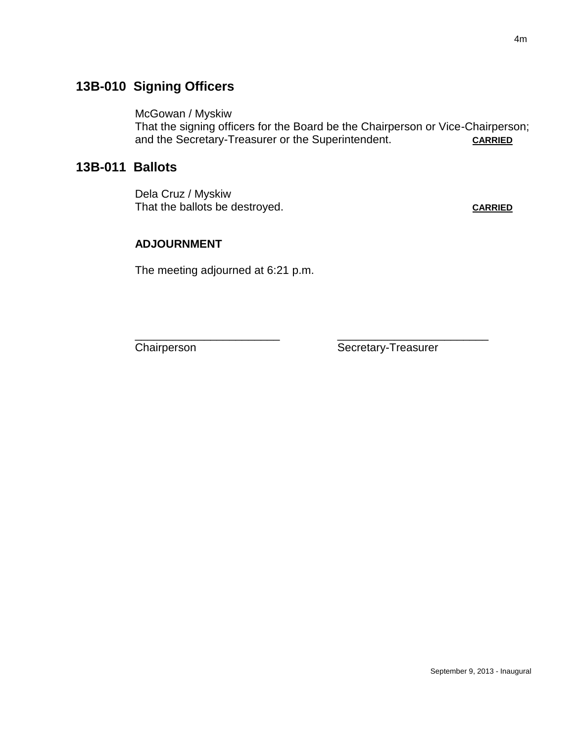## 13B-010 Signing Officers

McGowan / Myskiw
That the signing officers for the Board be the Chairperson or Vice-Chairperson; and the Secretary-Treasurer or the Superintendent. **CARRIED**

## 13B-011 Ballots

Dela Cruz / Myskiw
That the ballots be destroyed. **CARRIED**

**ADJOURNMENT**

The meeting adjourned at 6:21 p.m.

\_\_\_\_\_\_\_\_\_\_\_\_\_\_\_\_\_\_\_\_\_\_\_\_ \_\_\_\_\_\_\_\_\_\_\_\_\_\_\_\_\_\_\_\_\_\_\_\_\_
Chairperson Secretary-Treasurer